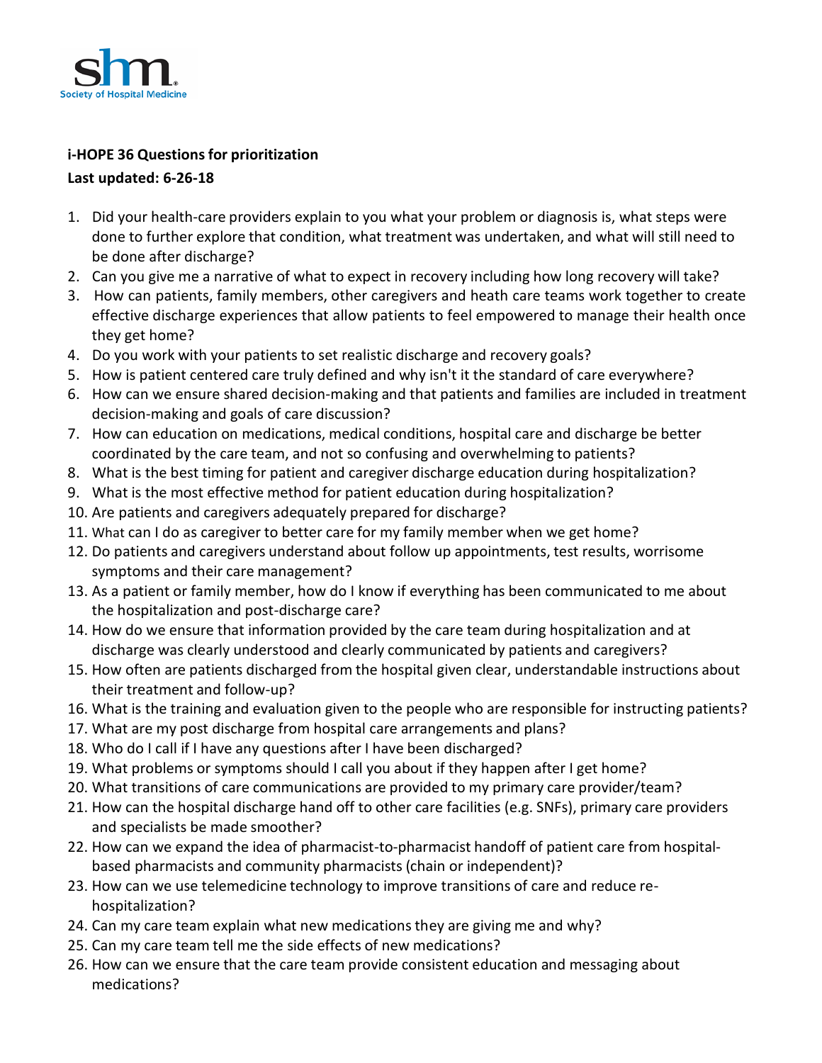shm
Society of Hospital Medicine

**i-HOPE 36 Questions for prioritization**

**Last updated: 6-26-18**

1. Did your health-care providers explain to you what your problem or diagnosis is, what steps were done to further explore that condition, what treatment was undertaken, and what will still need to be done after discharge?
2. Can you give me a narrative of what to expect in recovery including how long recovery will take?
3. How can patients, family members, other caregivers and heath care teams work together to create effective discharge experiences that allow patients to feel empowered to manage their health once they get home?
4. Do you work with your patients to set realistic discharge and recovery goals?
5. How is patient centered care truly defined and why isn't it the standard of care everywhere?
6. How can we ensure shared decision-making and that patients and families are included in treatment decision-making and goals of care discussion?
7. How can education on medications, medical conditions, hospital care and discharge be better coordinated by the care team, and not so confusing and overwhelming to patients?
8. What is the best timing for patient and caregiver discharge education during hospitalization?
9. What is the most effective method for patient education during hospitalization?
10. Are patients and caregivers adequately prepared for discharge?
11. What can I do as caregiver to better care for my family member when we get home?
12. Do patients and caregivers understand about follow up appointments, test results, worrisome symptoms and their care management?
13. As a patient or family member, how do I know if everything has been communicated to me about the hospitalization and post-discharge care?
14. How do we ensure that information provided by the care team during hospitalization and at discharge was clearly understood and clearly communicated by patients and caregivers?
15. How often are patients discharged from the hospital given clear, understandable instructions about their treatment and follow-up?
16. What is the training and evaluation given to the people who are responsible for instructing patients?
17. What are my post discharge from hospital care arrangements and plans?
18. Who do I call if I have any questions after I have been discharged?
19. What problems or symptoms should I call you about if they happen after I get home?
20. What transitions of care communications are provided to my primary care provider/team?
21. How can the hospital discharge hand off to other care facilities (e.g. SNFs), primary care providers and specialists be made smoother?
22. How can we expand the idea of pharmacist-to-pharmacist handoff of patient care from hospital-based pharmacists and community pharmacists (chain or independent)?
23. How can we use telemedicine technology to improve transitions of care and reduce re-hospitalization?
24. Can my care team explain what new medications they are giving me and why?
25. Can my care team tell me the side effects of new medications?
26. How can we ensure that the care team provide consistent education and messaging about medications?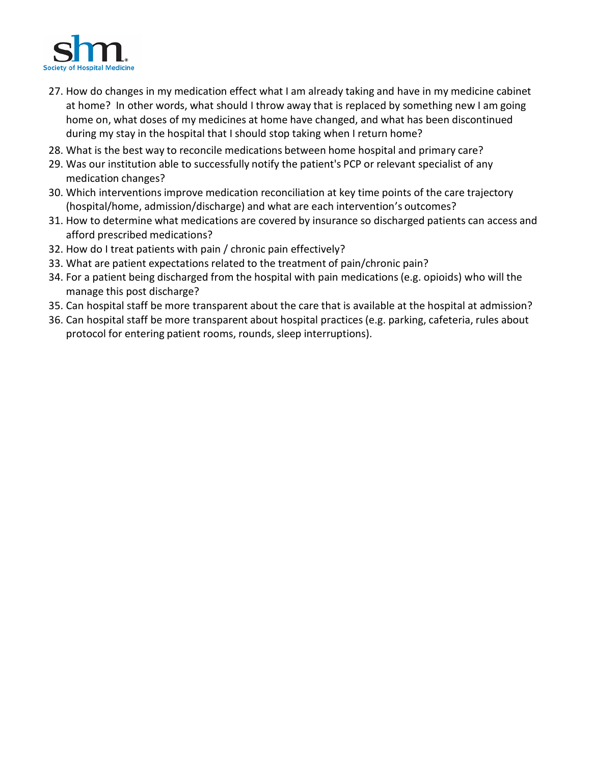27. How do changes in my medication effect what I am already taking and have in my medicine cabinet at home? In other words, what should I throw away that is replaced by something new I am going home on, what doses of my medicines at home have changed, and what has been discontinued during my stay in the hospital that I should stop taking when I return home?
28. What is the best way to reconcile medications between home hospital and primary care?
29. Was our institution able to successfully notify the patient's PCP or relevant specialist of any medication changes?
30. Which interventions improve medication reconciliation at key time points of the care trajectory (hospital/home, admission/discharge) and what are each intervention's outcomes?
31. How to determine what medications are covered by insurance so discharged patients can access and afford prescribed medications?
32. How do I treat patients with pain / chronic pain effectively?
33. What are patient expectations related to the treatment of pain/chronic pain?
34. For a patient being discharged from the hospital with pain medications (e.g. opioids) who will the manage this post discharge?
35. Can hospital staff be more transparent about the care that is available at the hospital at admission?
36. Can hospital staff be more transparent about hospital practices (e.g. parking, cafeteria, rules about protocol for entering patient rooms, rounds, sleep interruptions).